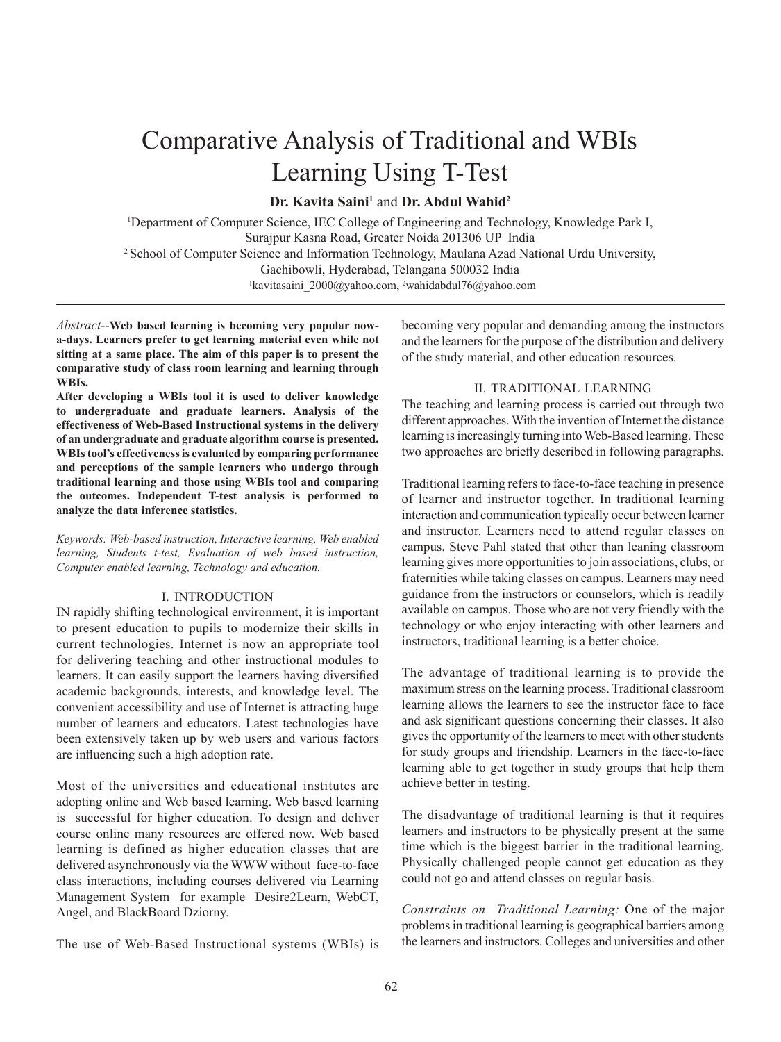# Comparative Analysis of Traditional and WBIs Learning Using T-Test

**Dr. Kavita Saini[1]** and **Dr. Abdul Wahid[2]**

[1]Department of Computer Science, IEC College of Engineering and Technology, Knowledge Park I, Surajpur Kasna Road, Greater Noida 201306 UP India

[2] School of Computer Science and Information Technology, Maulana Azad National Urdu University, Gachibowli, Hyderabad, Telangana 500032 India

[1]kavitasaini_2000@yahoo.com, [2]wahidabdul76@yahoo.com

*Abstract*--**Web based learning is becoming very popular now-a-days. Learners prefer to get learning material even while not sitting at a same place. The aim of this paper is to present the comparative study of class room learning and learning through WBIs.**

**After developing a WBIs tool it is used to deliver knowledge to undergraduate and graduate learners. Analysis of the effectiveness of Web-Based Instructional systems in the delivery of an undergraduate and graduate algorithm course is presented. WBIs tool's effectiveness is evaluated by comparing performance and perceptions of the sample learners who undergo through traditional learning and those using WBIs tool and comparing the outcomes. Independent T-test analysis is performed to analyze the data inference statistics.**

*Keywords: Web-based instruction, Interactive learning, Web enabled learning, Students t-test, Evaluation of web based instruction, Computer enabled learning, Technology and education.*

## I. INTRODUCTION

IN rapidly shifting technological environment, it is important to present education to pupils to modernize their skills in current technologies. Internet is now an appropriate tool for delivering teaching and other instructional modules to learners. It can easily support the learners having diversified academic backgrounds, interests, and knowledge level. The convenient accessibility and use of Internet is attracting huge number of learners and educators. Latest technologies have been extensively taken up by web users and various factors are influencing such a high adoption rate.

Most of the universities and educational institutes are adopting online and Web based learning. Web based learning is successful for higher education. To design and deliver course online many resources are offered now. Web based learning is defined as higher education classes that are delivered asynchronously via the WWW without face-to-face class interactions, including courses delivered via Learning Management System for example Desire2Learn, WebCT, Angel, and BlackBoard Dziorny.

The use of Web-Based Instructional systems (WBIs) is becoming very popular and demanding among the instructors and the learners for the purpose of the distribution and delivery of the study material, and other education resources.

## II. TRADITIONAL LEARNING

The teaching and learning process is carried out through two different approaches. With the invention of Internet the distance learning is increasingly turning into Web-Based learning. These two approaches are briefly described in following paragraphs.

Traditional learning refers to face-to-face teaching in presence of learner and instructor together. In traditional learning interaction and communication typically occur between learner and instructor. Learners need to attend regular classes on campus. Steve Pahl stated that other than leaning classroom learning gives more opportunities to join associations, clubs, or fraternities while taking classes on campus. Learners may need guidance from the instructors or counselors, which is readily available on campus. Those who are not very friendly with the technology or who enjoy interacting with other learners and instructors, traditional learning is a better choice.

The advantage of traditional learning is to provide the maximum stress on the learning process. Traditional classroom learning allows the learners to see the instructor face to face and ask significant questions concerning their classes. It also gives the opportunity of the learners to meet with other students for study groups and friendship. Learners in the face-to-face learning able to get together in study groups that help them achieve better in testing.

The disadvantage of traditional learning is that it requires learners and instructors to be physically present at the same time which is the biggest barrier in the traditional learning. Physically challenged people cannot get education as they could not go and attend classes on regular basis.

*Constraints on Traditional Learning:* One of the major problems in traditional learning is geographical barriers among the learners and instructors. Colleges and universities and other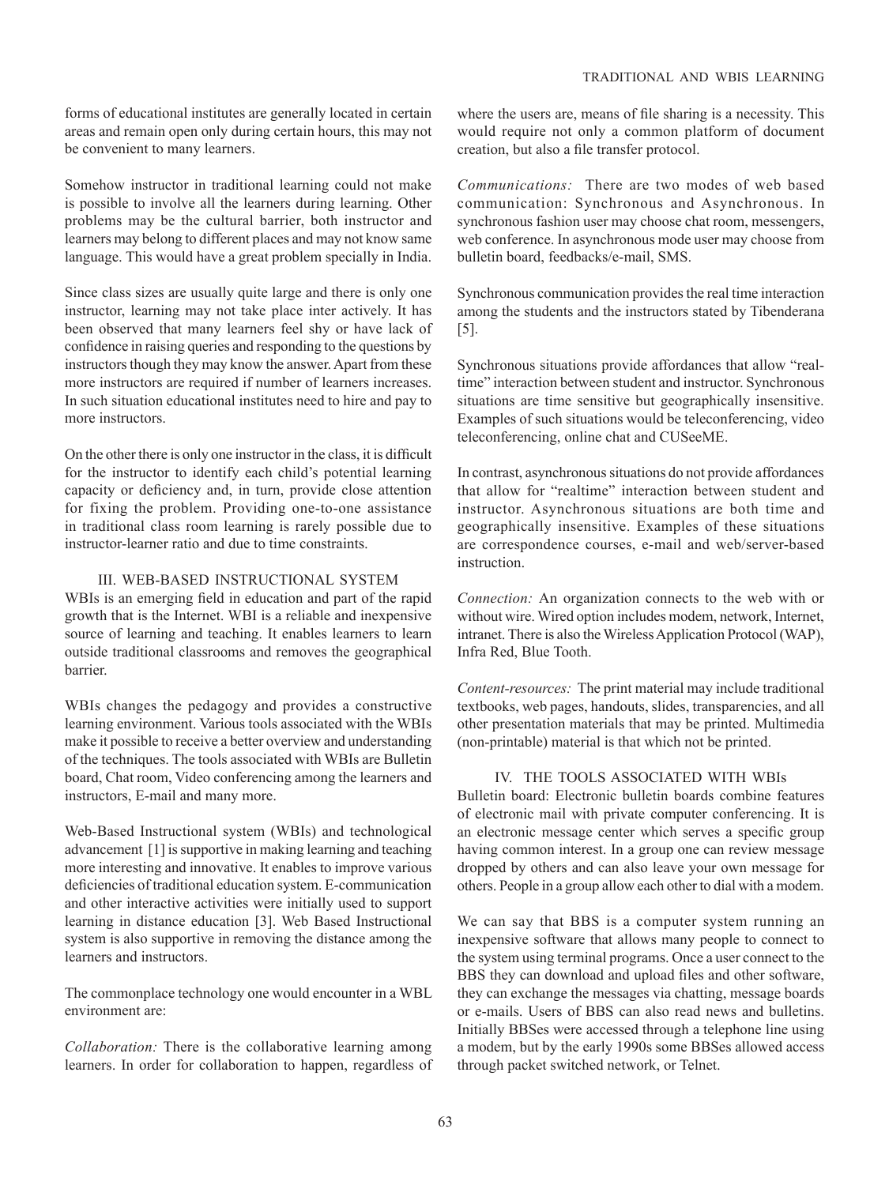forms of educational institutes are generally located in certain areas and remain open only during certain hours, this may not be convenient to many learners.

Somehow instructor in traditional learning could not make is possible to involve all the learners during learning. Other problems may be the cultural barrier, both instructor and learners may belong to different places and may not know same language. This would have a great problem specially in India.

Since class sizes are usually quite large and there is only one instructor, learning may not take place inter actively. It has been observed that many learners feel shy or have lack of confidence in raising queries and responding to the questions by instructors though they may know the answer. Apart from these more instructors are required if number of learners increases. In such situation educational institutes need to hire and pay to more instructors.

On the other there is only one instructor in the class, it is difficult for the instructor to identify each child's potential learning capacity or deficiency and, in turn, provide close attention for fixing the problem. Providing one-to-one assistance in traditional class room learning is rarely possible due to instructor-learner ratio and due to time constraints.

## III. WEB-BASED INSTRUCTIONAL SYSTEM

WBIs is an emerging field in education and part of the rapid growth that is the Internet. WBI is a reliable and inexpensive source of learning and teaching. It enables learners to learn outside traditional classrooms and removes the geographical barrier.

WBIs changes the pedagogy and provides a constructive learning environment. Various tools associated with the WBIs make it possible to receive a better overview and understanding of the techniques. The tools associated with WBIs are Bulletin board, Chat room, Video conferencing among the learners and instructors, E-mail and many more.

Web-Based Instructional system (WBIs) and technological advancement [1] is supportive in making learning and teaching more interesting and innovative. It enables to improve various deficiencies of traditional education system. E-communication and other interactive activities were initially used to support learning in distance education [3]. Web Based Instructional system is also supportive in removing the distance among the learners and instructors.

The commonplace technology one would encounter in a WBL environment are:

*Collaboration:* There is the collaborative learning among learners. In order for collaboration to happen, regardless of where the users are, means of file sharing is a necessity. This would require not only a common platform of document creation, but also a file transfer protocol.

*Communications:* There are two modes of web based communication: Synchronous and Asynchronous. In synchronous fashion user may choose chat room, messengers, web conference. In asynchronous mode user may choose from bulletin board, feedbacks/e-mail, SMS.

Synchronous communication provides the real time interaction among the students and the instructors stated by Tibenderana [5].

Synchronous situations provide affordances that allow "real-time" interaction between student and instructor. Synchronous situations are time sensitive but geographically insensitive. Examples of such situations would be teleconferencing, video teleconferencing, online chat and CUSeeME.

In contrast, asynchronous situations do not provide affordances that allow for "realtime" interaction between student and instructor. Asynchronous situations are both time and geographically insensitive. Examples of these situations are correspondence courses, e-mail and web/server-based instruction.

*Connection:* An organization connects to the web with or without wire. Wired option includes modem, network, Internet, intranet. There is also the Wireless Application Protocol (WAP), Infra Red, Blue Tooth.

*Content-resources:* The print material may include traditional textbooks, web pages, handouts, slides, transparencies, and all other presentation materials that may be printed. Multimedia (non-printable) material is that which not be printed.

## IV. THE TOOLS ASSOCIATED WITH WBIs

Bulletin board: Electronic bulletin boards combine features of electronic mail with private computer conferencing. It is an electronic message center which serves a specific group having common interest. In a group one can review message dropped by others and can also leave your own message for others. People in a group allow each other to dial with a modem.

We can say that BBS is a computer system running an inexpensive software that allows many people to connect to the system using terminal programs. Once a user connect to the BBS they can download and upload files and other software, they can exchange the messages via chatting, message boards or e-mails. Users of BBS can also read news and bulletins. Initially BBSes were accessed through a telephone line using a modem, but by the early 1990s some BBSes allowed access through packet switched network, or Telnet.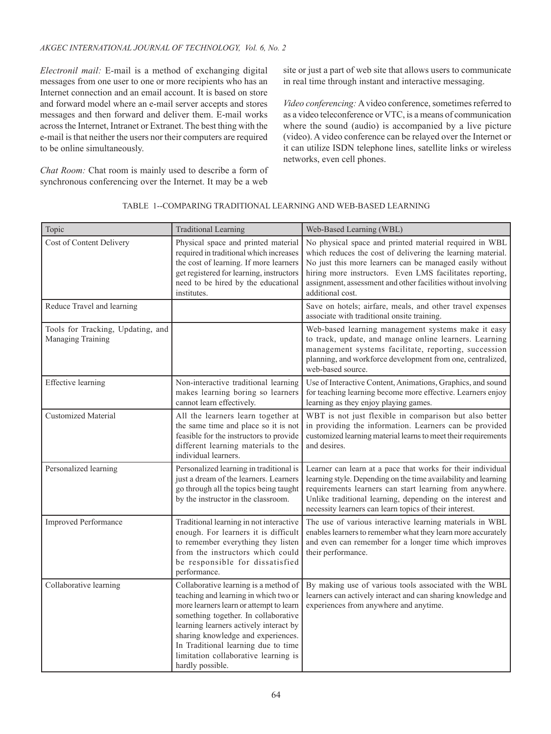*Electronil mail:* E-mail is a method of exchanging digital messages from one user to one or more recipients who has an Internet connection and an email account. It is based on store and forward model where an e-mail server accepts and stores messages and then forward and deliver them. E-mail works across the Internet, Intranet or Extranet. The best thing with the e-mail is that neither the users nor their computers are required to be online simultaneously.

*Chat Room:* Chat room is mainly used to describe a form of synchronous conferencing over the Internet. It may be a web site or just a part of web site that allows users to communicate in real time through instant and interactive messaging.

*Video conferencing:* A video conference, sometimes referred to as a video teleconference or VTC, is a means of communication where the sound (audio) is accompanied by a live picture (video). A video conference can be relayed over the Internet or it can utilize ISDN telephone lines, satellite links or wireless networks, even cell phones.

TABLE 1--COMPARING TRADITIONAL LEARNING AND WEB-BASED LEARNING

| Topic | Traditional Learning | Web-Based Learning (WBL) |
|---|---|---|
| Cost of Content Delivery | Physical space and printed material required in traditional which increases the cost of learning. If more learners get registered for learning, instructors need to be hired by the educational institutes. | No physical space and printed material required in WBL which reduces the cost of delivering the learning material. No just this more learners can be managed easily without hiring more instructors. Even LMS facilitates reporting, assignment, assessment and other facilities without involving additional cost. |
| Reduce Travel and learning | | Save on hotels; airfare, meals, and other travel expenses associate with traditional onsite training. |
| Tools for Tracking, Updating, and Managing Training | | Web-based learning management systems make it easy to track, update, and manage online learners. Learning management systems facilitate, reporting, succession planning, and workforce development from one, centralized, web-based source. |
| Effective learning | Non-interactive traditional learning makes learning boring so learners cannot learn effectively. | Use of Interactive Content, Animations, Graphics, and sound for teaching learning become more effective. Learners enjoy learning as they enjoy playing games. |
| Customized Material | All the learners learn together at the same time and place so it is not feasible for the instructors to provide different learning materials to the individual learners. | WBT is not just flexible in comparison but also better in providing the information. Learners can be provided customized learning material learns to meet their requirements and desires. |
| Personalized learning | Personalized learning in traditional is just a dream of the learners. Learners go through all the topics being taught by the instructor in the classroom. | Learner can learn at a pace that works for their individual learning style. Depending on the time availability and learning requirements learners can start learning from anywhere. Unlike traditional learning, depending on the interest and necessity learners can learn topics of their interest. |
| Improved Performance | Traditional learning in not interactive enough. For learners it is difficult to remember everything they listen from the instructors which could be responsible for dissatisfied performance. | The use of various interactive learning materials in WBL enables learners to remember what they learn more accurately and even can remember for a longer time which improves their performance. |
| Collaborative learning | Collaborative learning is a method of teaching and learning in which two or more learners learn or attempt to learn something together. In collaborative learning learners actively interact by sharing knowledge and experiences. In Traditional learning due to time limitation collaborative learning is hardly possible. | By making use of various tools associated with the WBL learners can actively interact and can sharing knowledge and experiences from anywhere and anytime. |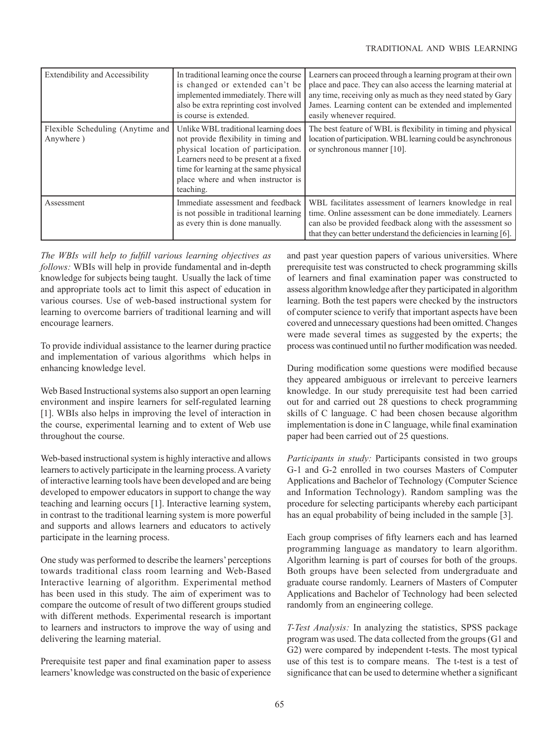| Extendibility and Accessibility | In traditional learning once the course is changed or extended can't be implemented immediately. There will also be extra reprinting cost involved is course is extended. | Learners can proceed through a learning program at their own place and pace. They can also access the learning material at any time, receiving only as much as they need stated by Gary James. Learning content can be extended and implemented easily whenever required. |
|---|---|---|
| Flexible Scheduling (Anytime and Anywhere ) | Unlike WBL traditional learning does not provide flexibility in timing and physical location of participation. Learners need to be present at a fixed time for learning at the same physical place where and when instructor is teaching. | The best feature of WBL is flexibility in timing and physical location of participation. WBL learning could be asynchronous or synchronous manner [10]. |
| Assessment | Immediate assessment and feedback is not possible in traditional learning as every thin is done manually. | WBL facilitates assessment of learners knowledge in real time. Online assessment can be done immediately. Learners can also be provided feedback along with the assessment so that they can better understand the deficiencies in learning [6]. |

*The WBIs will help to fulfill various learning objectives as follows:* WBIs will help in provide fundamental and in-depth knowledge for subjects being taught. Usually the lack of time and appropriate tools act to limit this aspect of education in various courses. Use of web-based instructional system for learning to overcome barriers of traditional learning and will encourage learners.

To provide individual assistance to the learner during practice and implementation of various algorithms which helps in enhancing knowledge level.

Web Based Instructional systems also support an open learning environment and inspire learners for self-regulated learning [1]. WBIs also helps in improving the level of interaction in the course, experimental learning and to extent of Web use throughout the course.

Web-based instructional system is highly interactive and allows learners to actively participate in the learning process. A variety of interactive learning tools have been developed and are being developed to empower educators in support to change the way teaching and learning occurs [1]. Interactive learning system, in contrast to the traditional learning system is more powerful and supports and allows learners and educators to actively participate in the learning process.

One study was performed to describe the learners' perceptions towards traditional class room learning and Web-Based Interactive learning of algorithm. Experimental method has been used in this study. The aim of experiment was to compare the outcome of result of two different groups studied with different methods. Experimental research is important to learners and instructors to improve the way of using and delivering the learning material.

Prerequisite test paper and final examination paper to assess learners' knowledge was constructed on the basic of experience and past year question papers of various universities. Where prerequisite test was constructed to check programming skills of learners and final examination paper was constructed to assess algorithm knowledge after they participated in algorithm learning. Both the test papers were checked by the instructors of computer science to verify that important aspects have been covered and unnecessary questions had been omitted. Changes were made several times as suggested by the experts; the process was continued until no further modification was needed.

During modification some questions were modified because they appeared ambiguous or irrelevant to perceive learners knowledge. In our study prerequisite test had been carried out for and carried out 28 questions to check programming skills of C language. C had been chosen because algorithm implementation is done in C language, while final examination paper had been carried out of 25 questions.

*Participants in study:* Participants consisted in two groups G-1 and G-2 enrolled in two courses Masters of Computer Applications and Bachelor of Technology (Computer Science and Information Technology). Random sampling was the procedure for selecting participants whereby each participant has an equal probability of being included in the sample [3].

Each group comprises of fifty learners each and has learned programming language as mandatory to learn algorithm. Algorithm learning is part of courses for both of the groups. Both groups have been selected from undergraduate and graduate course randomly. Learners of Masters of Computer Applications and Bachelor of Technology had been selected randomly from an engineering college.

*T-Test Analysis:* In analyzing the statistics, SPSS package program was used. The data collected from the groups (G1 and G2) were compared by independent t-tests. The most typical use of this test is to compare means. The t-test is a test of significance that can be used to determine whether a significant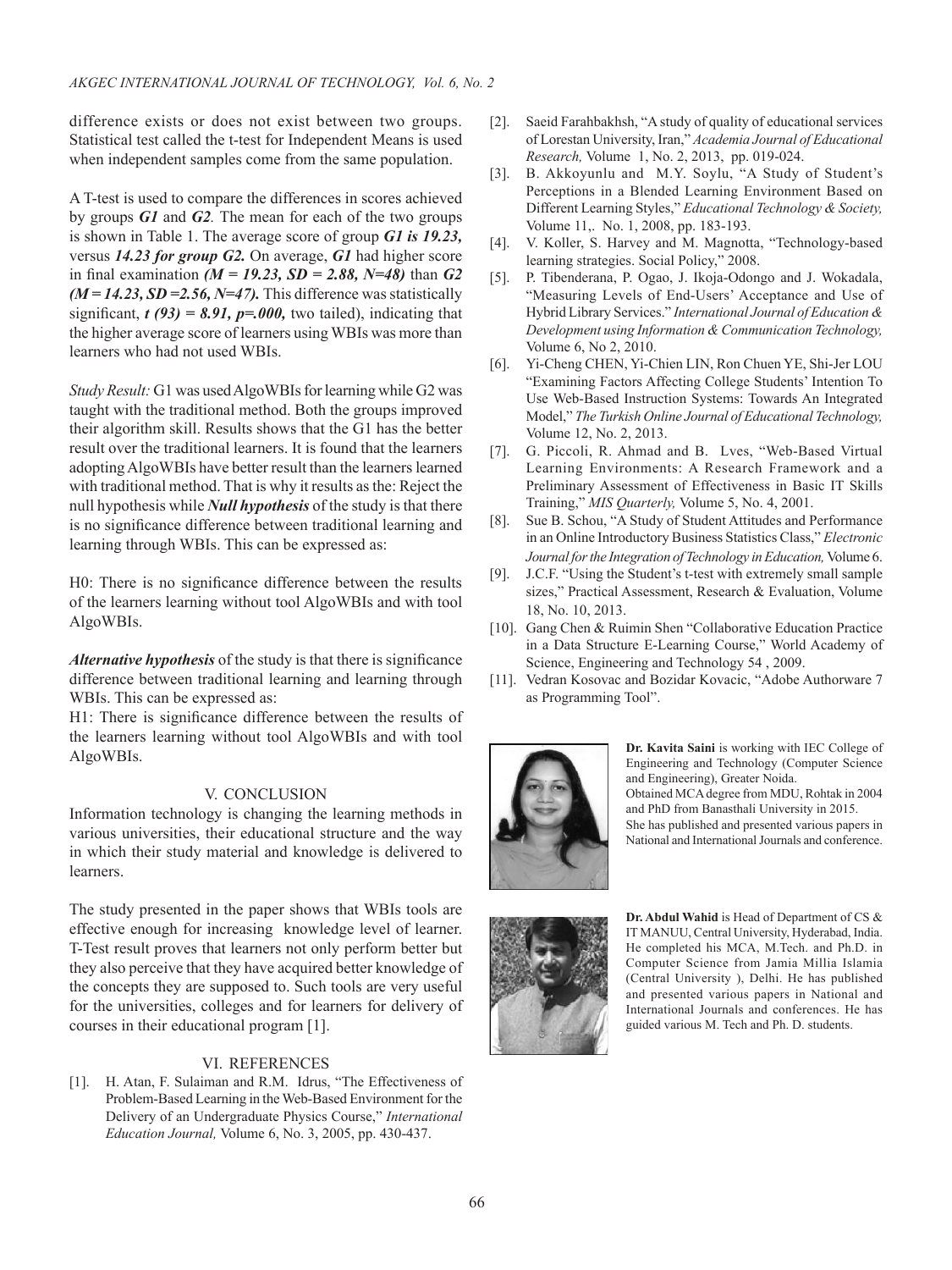difference exists or does not exist between two groups. Statistical test called the t-test for Independent Means is used when independent samples come from the same population.

A T-test is used to compare the differences in scores achieved by groups ***G1*** and ***G2.*** The mean for each of the two groups is shown in Table 1. The average score of group ***G1 is 19.23,*** versus ***14.23 for group G2.*** On average, ***G1*** had higher score in final examination ***($M = 19.23$, $SD = 2.88$, $N=48$)*** than ***G2 ($M = 14.23$, $SD = 2.56$, $N=47$).*** This difference was statistically significant, ***$t(93) = 8.91$, $p=.000$,*** two tailed), indicating that the higher average score of learners using WBIs was more than learners who had not used WBIs.

*Study Result:* G1 was used AlgoWBIs for learning while G2 was taught with the traditional method. Both the groups improved their algorithm skill. Results shows that the G1 has the better result over the traditional learners. It is found that the learners adopting AlgoWBIs have better result than the learners learned with traditional method. That is why it results as the: Reject the null hypothesis while ***Null hypothesis*** of the study is that there is no significance difference between traditional learning and learning through WBIs. This can be expressed as:

H0: There is no significance difference between the results of the learners learning without tool AlgoWBIs and with tool AlgoWBIs.

***Alternative hypothesis*** of the study is that there is significance difference between traditional learning and learning through WBIs. This can be expressed as:

H1: There is significance difference between the results of the learners learning without tool AlgoWBIs and with tool AlgoWBIs.

## V. CONCLUSION

Information technology is changing the learning methods in various universities, their educational structure and the way in which their study material and knowledge is delivered to learners.

The study presented in the paper shows that WBIs tools are effective enough for increasing knowledge level of learner. T-Test result proves that learners not only perform better but they also perceive that they have acquired better knowledge of the concepts they are supposed to. Such tools are very useful for the universities, colleges and for learners for delivery of courses in their educational program [1].

## VI. REFERENCES

[1]. H. Atan, F. Sulaiman and R.M. Idrus, "The Effectiveness of Problem-Based Learning in the Web-Based Environment for the Delivery of an Undergraduate Physics Course," *International Education Journal,* Volume 6, No. 3, 2005, pp. 430-437.

[2]. Saeid Farahbakhsh, "A study of quality of educational services of Lorestan University, Iran," *Academia Journal of Educational Research,* Volume 1, No. 2, 2013, pp. 019-024.

[3]. B. Akkoyunlu and M.Y. Soylu, "A Study of Student's Perceptions in a Blended Learning Environment Based on Different Learning Styles," *Educational Technology & Society,* Volume 11,. No. 1, 2008, pp. 183-193.

[4]. V. Koller, S. Harvey and M. Magnotta, "Technology-based learning strategies. Social Policy," 2008.

[5]. P. Tibenderana, P. Ogao, J. Ikoja-Odongo and J. Wokadala, "Measuring Levels of End-Users' Acceptance and Use of Hybrid Library Services." *International Journal of Education & Development using Information & Communication Technology,* Volume 6, No 2, 2010.

[6]. Yi-Cheng CHEN, Yi-Chien LIN, Ron Chuen YE, Shi-Jer LOU "Examining Factors Affecting College Students' Intention To Use Web-Based Instruction Systems: Towards An Integrated Model," *The Turkish Online Journal of Educational Technology,* Volume 12, No. 2, 2013.

[7]. G. Piccoli, R. Ahmad and B. Lves, "Web-Based Virtual Learning Environments: A Research Framework and a Preliminary Assessment of Effectiveness in Basic IT Skills Training," *MIS Quarterly,* Volume 5, No. 4, 2001.

[8]. Sue B. Schou, "A Study of Student Attitudes and Performance in an Online Introductory Business Statistics Class," *Electronic Journal for the Integration of Technology in Education,* Volume 6.

[9]. J.C.F. "Using the Student's t-test with extremely small sample sizes," Practical Assessment, Research & Evaluation, Volume 18, No. 10, 2013.

[10]. Gang Chen & Ruimin Shen "Collaborative Education Practice in a Data Structure E-Learning Course," World Academy of Science, Engineering and Technology 54 , 2009.

[11]. Vedran Kosovac and Bozidar Kovacic, "Adobe Authorware 7 as Programming Tool".

**Dr. Kavita Saini** is working with IEC College of Engineering and Technology (Computer Science and Engineering), Greater Noida. Obtained MCA degree from MDU, Rohtak in 2004 and PhD from Banasthali University in 2015. She has published and presented various papers in National and International Journals and conference.

**Dr. Abdul Wahid** is Head of Department of CS & IT MANUU, Central University, Hyderabad, India. He completed his MCA, M.Tech. and Ph.D. in Computer Science from Jamia Millia Islamia (Central University ), Delhi. He has published and presented various papers in National and International Journals and conferences. He has guided various M. Tech and Ph. D. students.